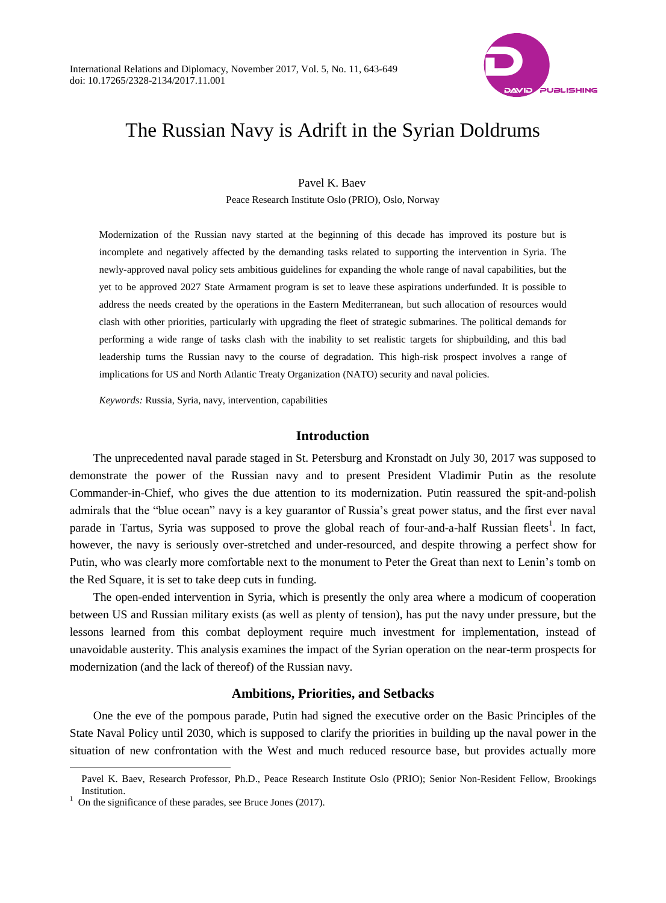# The Russian Navy is Adrift in the Syrian Doldrums

Pavel K. Baev

Peace Research Institute Oslo (PRIO), Oslo, Norway

Modernization of the Russian navy started at the beginning of this decade has improved its posture but is incomplete and negatively affected by the demanding tasks related to supporting the intervention in Syria. The newly-approved naval policy sets ambitious guidelines for expanding the whole range of naval capabilities, but the yet to be approved 2027 State Armament program is set to leave these aspirations underfunded. It is possible to address the needs created by the operations in the Eastern Mediterranean, but such allocation of resources would clash with other priorities, particularly with upgrading the fleet of strategic submarines. The political demands for performing a wide range of tasks clash with the inability to set realistic targets for shipbuilding, and this bad leadership turns the Russian navy to the course of degradation. This high-risk prospect involves a range of implications for US and North Atlantic Treaty Organization (NATO) security and naval policies.

*Keywords:* Russia, Syria, navy, intervention, capabilities

## Introduction

The unprecedented naval parade staged in St. Petersburg and Kronstadt on July 30, 2017 was supposed to demonstrate the power of the Russian navy and to present President Vladimir Putin as the resolute Commander-in-Chief, who gives the due attention to its modernization. Putin reassured the spit-and-polish admirals that the "blue ocean" navy is a key guarantor of Russia's great power status, and the first ever naval parade in Tartus, Syria was supposed to prove the global reach of four-and-a-half Russian fleets[1]. In fact, however, the navy is seriously over-stretched and under-resourced, and despite throwing a perfect show for Putin, who was clearly more comfortable next to the monument to Peter the Great than next to Lenin's tomb on the Red Square, it is set to take deep cuts in funding.

The open-ended intervention in Syria, which is presently the only area where a modicum of cooperation between US and Russian military exists (as well as plenty of tension), has put the navy under pressure, but the lessons learned from this combat deployment require much investment for implementation, instead of unavoidable austerity. This analysis examines the impact of the Syrian operation on the near-term prospects for modernization (and the lack of thereof) of the Russian navy.

## Ambitions, Priorities, and Setbacks

One the eve of the pompous parade, Putin had signed the executive order on the Basic Principles of the State Naval Policy until 2030, which is supposed to clarify the priorities in building up the naval power in the situation of new confrontation with the West and much reduced resource base, but provides actually more

---

Pavel K. Baev, Research Professor, Ph.D., Peace Research Institute Oslo (PRIO); Senior Non-Resident Fellow, Brookings Institution.

[1] On the significance of these parades, see Bruce Jones (2017).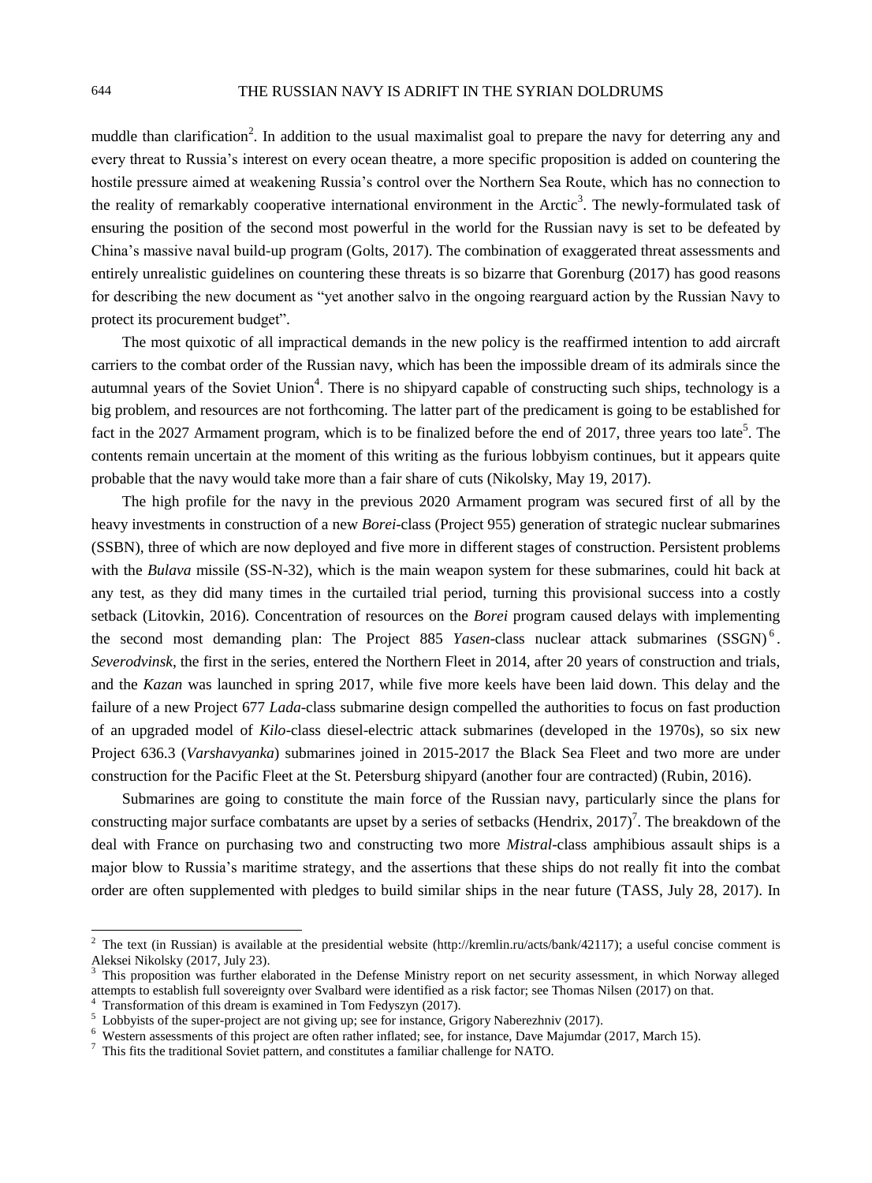muddle than clarification[2]. In addition to the usual maximalist goal to prepare the navy for deterring any and every threat to Russia's interest on every ocean theatre, a more specific proposition is added on countering the hostile pressure aimed at weakening Russia's control over the Northern Sea Route, which has no connection to the reality of remarkably cooperative international environment in the Arctic[3]. The newly-formulated task of ensuring the position of the second most powerful in the world for the Russian navy is set to be defeated by China's massive naval build-up program (Golts, 2017). The combination of exaggerated threat assessments and entirely unrealistic guidelines on countering these threats is so bizarre that Gorenburg (2017) has good reasons for describing the new document as "yet another salvo in the ongoing rearguard action by the Russian Navy to protect its procurement budget".

The most quixotic of all impractical demands in the new policy is the reaffirmed intention to add aircraft carriers to the combat order of the Russian navy, which has been the impossible dream of its admirals since the autumnal years of the Soviet Union[4]. There is no shipyard capable of constructing such ships, technology is a big problem, and resources are not forthcoming. The latter part of the predicament is going to be established for fact in the 2027 Armament program, which is to be finalized before the end of 2017, three years too late[5]. The contents remain uncertain at the moment of this writing as the furious lobbyism continues, but it appears quite probable that the navy would take more than a fair share of cuts (Nikolsky, May 19, 2017).

The high profile for the navy in the previous 2020 Armament program was secured first of all by the heavy investments in construction of a new *Borei*-class (Project 955) generation of strategic nuclear submarines (SSBN), three of which are now deployed and five more in different stages of construction. Persistent problems with the *Bulava* missile (SS-N-32), which is the main weapon system for these submarines, could hit back at any test, as they did many times in the curtailed trial period, turning this provisional success into a costly setback (Litovkin, 2016). Concentration of resources on the *Borei* program caused delays with implementing the second most demanding plan: The Project 885 *Yasen*-class nuclear attack submarines (SSGN)[6]. *Severodvinsk*, the first in the series, entered the Northern Fleet in 2014, after 20 years of construction and trials, and the *Kazan* was launched in spring 2017, while five more keels have been laid down. This delay and the failure of a new Project 677 *Lada*-class submarine design compelled the authorities to focus on fast production of an upgraded model of *Kilo*-class diesel-electric attack submarines (developed in the 1970s), so six new Project 636.3 (*Varshavyanka*) submarines joined in 2015-2017 the Black Sea Fleet and two more are under construction for the Pacific Fleet at the St. Petersburg shipyard (another four are contracted) (Rubin, 2016).

Submarines are going to constitute the main force of the Russian navy, particularly since the plans for constructing major surface combatants are upset by a series of setbacks (Hendrix, 2017)[7]. The breakdown of the deal with France on purchasing two and constructing two more *Mistral*-class amphibious assault ships is a major blow to Russia's maritime strategy, and the assertions that these ships do not really fit into the combat order are often supplemented with pledges to build similar ships in the near future (TASS, July 28, 2017). In

---

[2] The text (in Russian) is available at the presidential website (http://kremlin.ru/acts/bank/42117); a useful concise comment is Aleksei Nikolsky (2017, July 23).

[3] This proposition was further elaborated in the Defense Ministry report on net security assessment, in which Norway alleged attempts to establish full sovereignty over Svalbard were identified as a risk factor; see Thomas Nilsen (2017) on that.

[4] Transformation of this dream is examined in Tom Fedyszyn (2017).

[5] Lobbyists of the super-project are not giving up; see for instance, Grigory Naberezhniv (2017).

[6] Western assessments of this project are often rather inflated; see, for instance, Dave Majumdar (2017, March 15).

[7] This fits the traditional Soviet pattern, and constitutes a familiar challenge for NATO.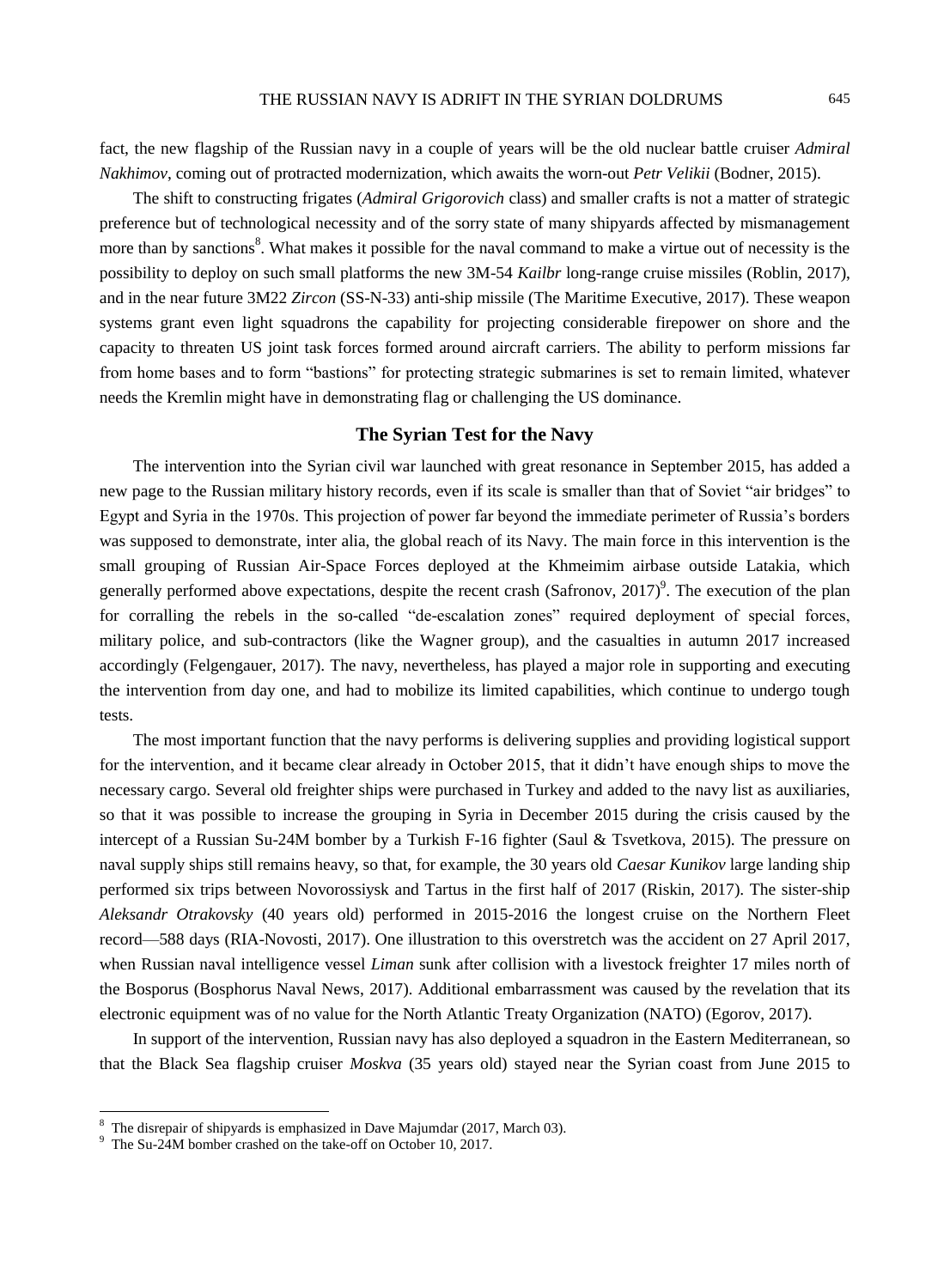fact, the new flagship of the Russian navy in a couple of years will be the old nuclear battle cruiser *Admiral Nakhimov*, coming out of protracted modernization, which awaits the worn-out *Petr Velikii* (Bodner, 2015).

The shift to constructing frigates (*Admiral Grigorovich* class) and smaller crafts is not a matter of strategic preference but of technological necessity and of the sorry state of many shipyards affected by mismanagement more than by sanctions[8]. What makes it possible for the naval command to make a virtue out of necessity is the possibility to deploy on such small platforms the new 3M-54 *Kailbr* long-range cruise missiles (Roblin, 2017), and in the near future 3M22 *Zircon* (SS-N-33) anti-ship missile (The Maritime Executive, 2017). These weapon systems grant even light squadrons the capability for projecting considerable firepower on shore and the capacity to threaten US joint task forces formed around aircraft carriers. The ability to perform missions far from home bases and to form "bastions" for protecting strategic submarines is set to remain limited, whatever needs the Kremlin might have in demonstrating flag or challenging the US dominance.

## The Syrian Test for the Navy

The intervention into the Syrian civil war launched with great resonance in September 2015, has added a new page to the Russian military history records, even if its scale is smaller than that of Soviet "air bridges" to Egypt and Syria in the 1970s. This projection of power far beyond the immediate perimeter of Russia's borders was supposed to demonstrate, inter alia, the global reach of its Navy. The main force in this intervention is the small grouping of Russian Air-Space Forces deployed at the Khmeimim airbase outside Latakia, which generally performed above expectations, despite the recent crash (Safronov, 2017)[9]. The execution of the plan for corralling the rebels in the so-called "de-escalation zones" required deployment of special forces, military police, and sub-contractors (like the Wagner group), and the casualties in autumn 2017 increased accordingly (Felgengauer, 2017). The navy, nevertheless, has played a major role in supporting and executing the intervention from day one, and had to mobilize its limited capabilities, which continue to undergo tough tests.

The most important function that the navy performs is delivering supplies and providing logistical support for the intervention, and it became clear already in October 2015, that it didn't have enough ships to move the necessary cargo. Several old freighter ships were purchased in Turkey and added to the navy list as auxiliaries, so that it was possible to increase the grouping in Syria in December 2015 during the crisis caused by the intercept of a Russian Su-24M bomber by a Turkish F-16 fighter (Saul & Tsvetkova, 2015). The pressure on naval supply ships still remains heavy, so that, for example, the 30 years old *Caesar Kunikov* large landing ship performed six trips between Novorossiysk and Tartus in the first half of 2017 (Riskin, 2017). The sister-ship *Aleksandr Otrakovsky* (40 years old) performed in 2015-2016 the longest cruise on the Northern Fleet record—588 days (RIA-Novosti, 2017). One illustration to this overstretch was the accident on 27 April 2017, when Russian naval intelligence vessel *Liman* sunk after collision with a livestock freighter 17 miles north of the Bosporus (Bosphorus Naval News, 2017). Additional embarrassment was caused by the revelation that its electronic equipment was of no value for the North Atlantic Treaty Organization (NATO) (Egorov, 2017).

In support of the intervention, Russian navy has also deployed a squadron in the Eastern Mediterranean, so that the Black Sea flagship cruiser *Moskva* (35 years old) stayed near the Syrian coast from June 2015 to

---

[8] The disrepair of shipyards is emphasized in Dave Majumdar (2017, March 03).

[9] The Su-24M bomber crashed on the take-off on October 10, 2017.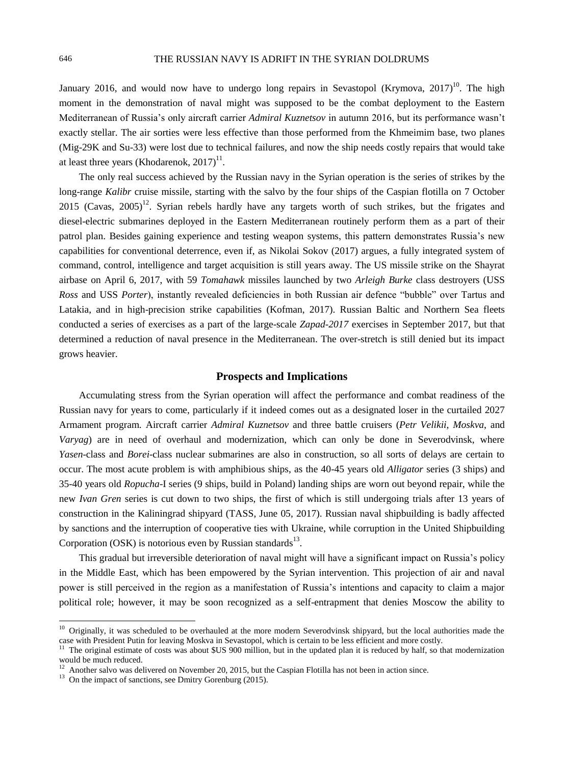January 2016, and would now have to undergo long repairs in Sevastopol (Krymova, 2017)[10]. The high moment in the demonstration of naval might was supposed to be the combat deployment to the Eastern Mediterranean of Russia's only aircraft carrier *Admiral Kuznetsov* in autumn 2016, but its performance wasn't exactly stellar. The air sorties were less effective than those performed from the Khmeimim base, two planes (Mig-29K and Su-33) were lost due to technical failures, and now the ship needs costly repairs that would take at least three years (Khodarenok, 2017)[11].

The only real success achieved by the Russian navy in the Syrian operation is the series of strikes by the long-range *Kalibr* cruise missile, starting with the salvo by the four ships of the Caspian flotilla on 7 October 2015 (Cavas, 2005)[12]. Syrian rebels hardly have any targets worth of such strikes, but the frigates and diesel-electric submarines deployed in the Eastern Mediterranean routinely perform them as a part of their patrol plan. Besides gaining experience and testing weapon systems, this pattern demonstrates Russia's new capabilities for conventional deterrence, even if, as Nikolai Sokov (2017) argues, a fully integrated system of command, control, intelligence and target acquisition is still years away. The US missile strike on the Shayrat airbase on April 6, 2017, with 59 *Tomahawk* missiles launched by two *Arleigh Burke* class destroyers (USS *Ross* and USS *Porter*), instantly revealed deficiencies in both Russian air defence "bubble" over Tartus and Latakia, and in high-precision strike capabilities (Kofman, 2017). Russian Baltic and Northern Sea fleets conducted a series of exercises as a part of the large-scale *Zapad-2017* exercises in September 2017, but that determined a reduction of naval presence in the Mediterranean. The over-stretch is still denied but its impact grows heavier.

## Prospects and Implications

Accumulating stress from the Syrian operation will affect the performance and combat readiness of the Russian navy for years to come, particularly if it indeed comes out as a designated loser in the curtailed 2027 Armament program. Aircraft carrier *Admiral Kuznetsov* and three battle cruisers (*Petr Velikii*, *Moskva*, and *Varyag*) are in need of overhaul and modernization, which can only be done in Severodvinsk, where *Yasen*-class and *Borei*-class nuclear submarines are also in construction, so all sorts of delays are certain to occur. The most acute problem is with amphibious ships, as the 40-45 years old *Alligator* series (3 ships) and 35-40 years old *Ropucha*-I series (9 ships, build in Poland) landing ships are worn out beyond repair, while the new *Ivan Gren* series is cut down to two ships, the first of which is still undergoing trials after 13 years of construction in the Kaliningrad shipyard (TASS, June 05, 2017). Russian naval shipbuilding is badly affected by sanctions and the interruption of cooperative ties with Ukraine, while corruption in the United Shipbuilding Corporation (OSK) is notorious even by Russian standards[13].

This gradual but irreversible deterioration of naval might will have a significant impact on Russia's policy in the Middle East, which has been empowered by the Syrian intervention. This projection of air and naval power is still perceived in the region as a manifestation of Russia's intentions and capacity to claim a major political role; however, it may be soon recognized as a self-entrapment that denies Moscow the ability to

---

[10] Originally, it was scheduled to be overhauled at the more modern Severodvinsk shipyard, but the local authorities made the case with President Putin for leaving Moskva in Sevastopol, which is certain to be less efficient and more costly.

[11] The original estimate of costs was about $US 900 million, but in the updated plan it is reduced by half, so that modernization would be much reduced.

[12] Another salvo was delivered on November 20, 2015, but the Caspian Flotilla has not been in action since.

[13] On the impact of sanctions, see Dmitry Gorenburg (2015).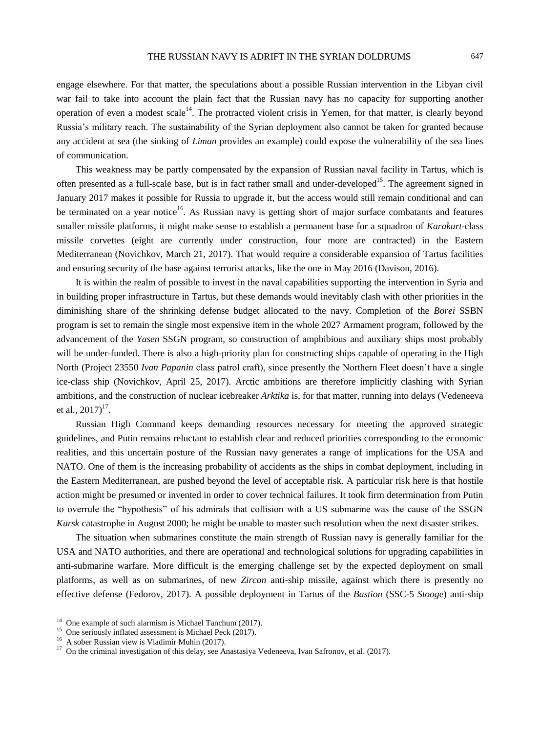engage elsewhere. For that matter, the speculations about a possible Russian intervention in the Libyan civil war fail to take into account the plain fact that the Russian navy has no capacity for supporting another operation of even a modest scale[14]. The protracted violent crisis in Yemen, for that matter, is clearly beyond Russia's military reach. The sustainability of the Syrian deployment also cannot be taken for granted because any accident at sea (the sinking of *Liman* provides an example) could expose the vulnerability of the sea lines of communication.

This weakness may be partly compensated by the expansion of Russian naval facility in Tartus, which is often presented as a full-scale base, but is in fact rather small and under-developed[15]. The agreement signed in January 2017 makes it possible for Russia to upgrade it, but the access would still remain conditional and can be terminated on a year notice[16]. As Russian navy is getting short of major surface combatants and features smaller missile platforms, it might make sense to establish a permanent base for a squadron of *Karakurt*-class missile corvettes (eight are currently under construction, four more are contracted) in the Eastern Mediterranean (Novichkov, March 21, 2017). That would require a considerable expansion of Tartus facilities and ensuring security of the base against terrorist attacks, like the one in May 2016 (Davison, 2016).

It is within the realm of possible to invest in the naval capabilities supporting the intervention in Syria and in building proper infrastructure in Tartus, but these demands would inevitably clash with other priorities in the diminishing share of the shrinking defense budget allocated to the navy. Completion of the *Borei* SSBN program is set to remain the single most expensive item in the whole 2027 Armament program, followed by the advancement of the *Yasen* SSGN program, so construction of amphibious and auxiliary ships most probably will be under-funded. There is also a high-priority plan for constructing ships capable of operating in the High North (Project 23550 *Ivan Papanin* class patrol craft), since presently the Northern Fleet doesn't have a single ice-class ship (Novichkov, April 25, 2017). Arctic ambitions are therefore implicitly clashing with Syrian ambitions, and the construction of nuclear icebreaker *Arktika* is, for that matter, running into delays (Vedeneeva et al., 2017)[17].

Russian High Command keeps demanding resources necessary for meeting the approved strategic guidelines, and Putin remains reluctant to establish clear and reduced priorities corresponding to the economic realities, and this uncertain posture of the Russian navy generates a range of implications for the USA and NATO. One of them is the increasing probability of accidents as the ships in combat deployment, including in the Eastern Mediterranean, are pushed beyond the level of acceptable risk. A particular risk here is that hostile action might be presumed or invented in order to cover technical failures. It took firm determination from Putin to overrule the "hypothesis" of his admirals that collision with a US submarine was the cause of the SSGN *Kursk* catastrophe in August 2000; he might be unable to master such resolution when the next disaster strikes.

The situation when submarines constitute the main strength of Russian navy is generally familiar for the USA and NATO authorities, and there are operational and technological solutions for upgrading capabilities in anti-submarine warfare. More difficult is the emerging challenge set by the expected deployment on small platforms, as well as on submarines, of new *Zircon* anti-ship missile, against which there is presently no effective defense (Fedorov, 2017). A possible deployment in Tartus of the *Bastion* (SSC-5 *Stooge*) anti-ship

---

[14] One example of such alarmism is Michael Tanchum (2017).

[15] One seriously inflated assessment is Michael Peck (2017).

[16] A sober Russian view is Vladimir Muhin (2017).

[17] On the criminal investigation of this delay, see Anastasiya Vedeneeva, Ivan Safronov, et al. (2017).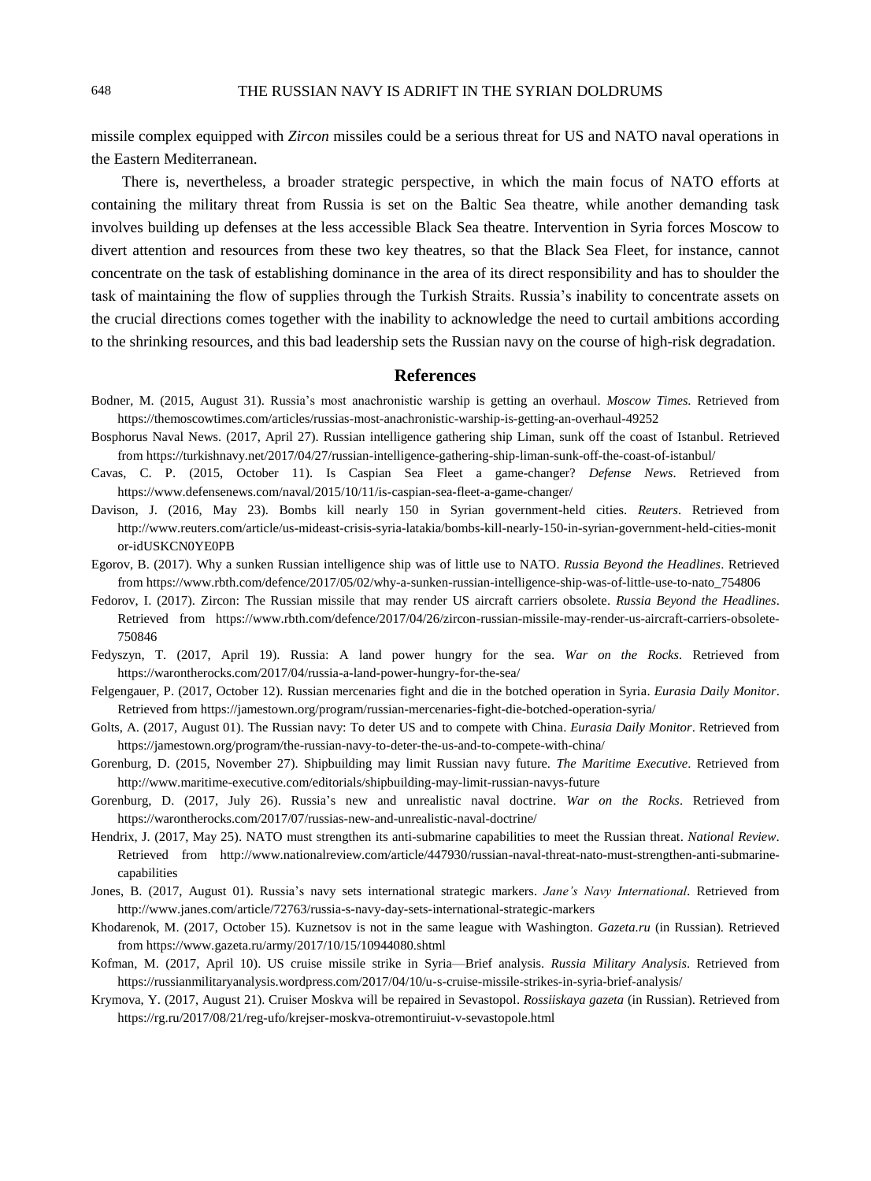missile complex equipped with *Zircon* missiles could be a serious threat for US and NATO naval operations in the Eastern Mediterranean.

There is, nevertheless, a broader strategic perspective, in which the main focus of NATO efforts at containing the military threat from Russia is set on the Baltic Sea theatre, while another demanding task involves building up defenses at the less accessible Black Sea theatre. Intervention in Syria forces Moscow to divert attention and resources from these two key theatres, so that the Black Sea Fleet, for instance, cannot concentrate on the task of establishing dominance in the area of its direct responsibility and has to shoulder the task of maintaining the flow of supplies through the Turkish Straits. Russia's inability to concentrate assets on the crucial directions comes together with the inability to acknowledge the need to curtail ambitions according to the shrinking resources, and this bad leadership sets the Russian navy on the course of high-risk degradation.

## References

Bodner, M. (2015, August 31). Russia's most anachronistic warship is getting an overhaul. *Moscow Times*. Retrieved from https://themoscowtimes.com/articles/russias-most-anachronistic-warship-is-getting-an-overhaul-49252

Bosphorus Naval News. (2017, April 27). Russian intelligence gathering ship Liman, sunk off the coast of Istanbul. Retrieved from https://turkishnavy.net/2017/04/27/russian-intelligence-gathering-ship-liman-sunk-off-the-coast-of-istanbul/

Cavas, C. P. (2015, October 11). Is Caspian Sea Fleet a game-changer? *Defense News*. Retrieved from https://www.defensenews.com/naval/2015/10/11/is-caspian-sea-fleet-a-game-changer/

Davison, J. (2016, May 23). Bombs kill nearly 150 in Syrian government-held cities. *Reuters*. Retrieved from http://www.reuters.com/article/us-mideast-crisis-syria-latakia/bombs-kill-nearly-150-in-syrian-government-held-cities-monitor-idUSKCN0YE0PB

Egorov, B. (2017). Why a sunken Russian intelligence ship was of little use to NATO. *Russia Beyond the Headlines*. Retrieved from https://www.rbth.com/defence/2017/05/02/why-a-sunken-russian-intelligence-ship-was-of-little-use-to-nato_754806

Fedorov, I. (2017). Zircon: The Russian missile that may render US aircraft carriers obsolete. *Russia Beyond the Headlines*. Retrieved from https://www.rbth.com/defence/2017/04/26/zircon-russian-missile-may-render-us-aircraft-carriers-obsolete-750846

Fedyszyn, T. (2017, April 19). Russia: A land power hungry for the sea. *War on the Rocks*. Retrieved from https://warontherocks.com/2017/04/russia-a-land-power-hungry-for-the-sea/

Felgengauer, P. (2017, October 12). Russian mercenaries fight and die in the botched operation in Syria. *Eurasia Daily Monitor*. Retrieved from https://jamestown.org/program/russian-mercenaries-fight-die-botched-operation-syria/

Golts, A. (2017, August 01). The Russian navy: To deter US and to compete with China. *Eurasia Daily Monitor*. Retrieved from https://jamestown.org/program/the-russian-navy-to-deter-the-us-and-to-compete-with-china/

Gorenburg, D. (2015, November 27). Shipbuilding may limit Russian navy future. *The Maritime Executive*. Retrieved from http://www.maritime-executive.com/editorials/shipbuilding-may-limit-russian-navys-future

Gorenburg, D. (2017, July 26). Russia's new and unrealistic naval doctrine. *War on the Rocks*. Retrieved from https://warontherocks.com/2017/07/russias-new-and-unrealistic-naval-doctrine/

Hendrix, J. (2017, May 25). NATO must strengthen its anti-submarine capabilities to meet the Russian threat. *National Review*. Retrieved from http://www.nationalreview.com/article/447930/russian-naval-threat-nato-must-strengthen-anti-submarine-capabilities

Jones, B. (2017, August 01). Russia's navy sets international strategic markers. *Jane's Navy International*. Retrieved from http://www.janes.com/article/72763/russia-s-navy-day-sets-international-strategic-markers

Khodarenok, M. (2017, October 15). Kuznetsov is not in the same league with Washington. *Gazeta.ru* (in Russian). Retrieved from https://www.gazeta.ru/army/2017/10/15/10944080.shtml

Kofman, M. (2017, April 10). US cruise missile strike in Syria—Brief analysis. *Russia Military Analysis*. Retrieved from https://russianmilitaryanalysis.wordpress.com/2017/04/10/u-s-cruise-missile-strikes-in-syria-brief-analysis/

Krymova, Y. (2017, August 21). Cruiser Moskva will be repaired in Sevastopol. *Rossiiskaya gazeta* (in Russian). Retrieved from https://rg.ru/2017/08/21/reg-ufo/krejser-moskva-otremontiruiut-v-sevastopole.html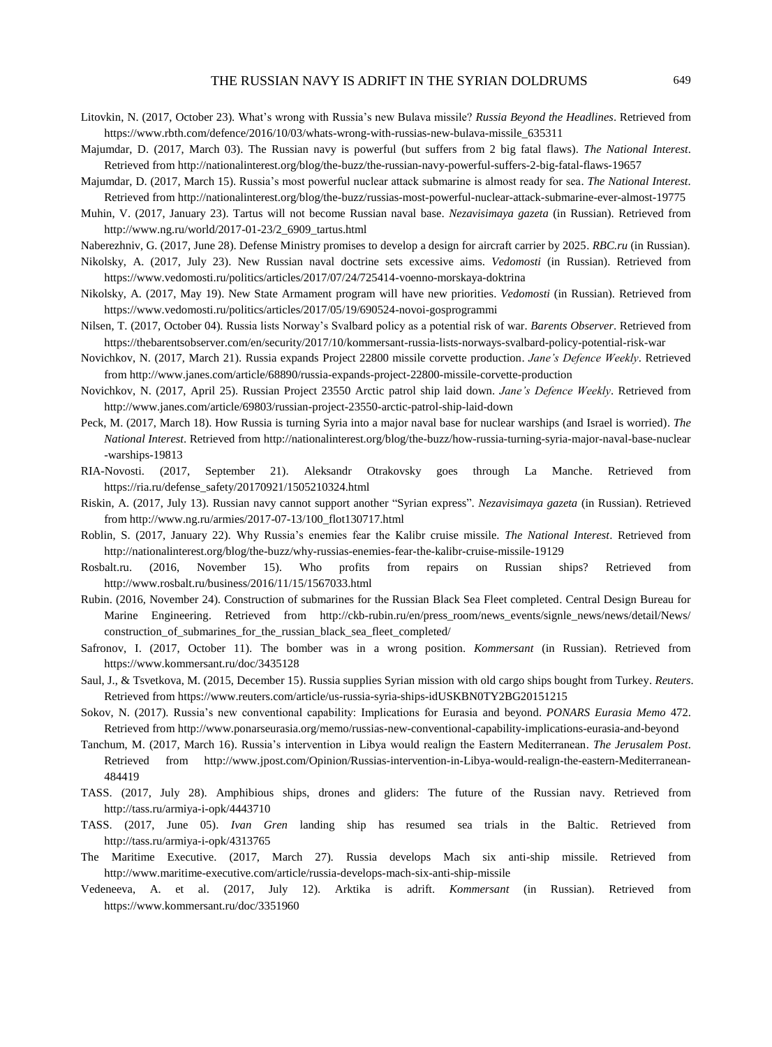Litovkin, N. (2017, October 23). What's wrong with Russia's new Bulava missile? *Russia Beyond the Headlines*. Retrieved from https://www.rbth.com/defence/2016/10/03/whats-wrong-with-russias-new-bulava-missile_635311

Majumdar, D. (2017, March 03). The Russian navy is powerful (but suffers from 2 big fatal flaws). *The National Interest*. Retrieved from http://nationalinterest.org/blog/the-buzz/the-russian-navy-powerful-suffers-2-big-fatal-flaws-19657

Majumdar, D. (2017, March 15). Russia's most powerful nuclear attack submarine is almost ready for sea. *The National Interest*. Retrieved from http://nationalinterest.org/blog/the-buzz/russias-most-powerful-nuclear-attack-submarine-ever-almost-19775

Muhin, V. (2017, January 23). Tartus will not become Russian naval base. *Nezavisimaya gazeta* (in Russian). Retrieved from http://www.ng.ru/world/2017-01-23/2_6909_tartus.html

Naberezhniv, G. (2017, June 28). Defense Ministry promises to develop a design for aircraft carrier by 2025. *RBC.ru* (in Russian).

Nikolsky, A. (2017, July 23). New Russian naval doctrine sets excessive aims. *Vedomosti* (in Russian). Retrieved from https://www.vedomosti.ru/politics/articles/2017/07/24/725414-voenno-morskaya-doktrina

Nikolsky, A. (2017, May 19). New State Armament program will have new priorities. *Vedomosti* (in Russian). Retrieved from https://www.vedomosti.ru/politics/articles/2017/05/19/690524-novoi-gosprogrammi

Nilsen, T. (2017, October 04). Russia lists Norway's Svalbard policy as a potential risk of war. *Barents Observer*. Retrieved from https://thebarentsobserver.com/en/security/2017/10/kommersant-russia-lists-norways-svalbard-policy-potential-risk-war

Novichkov, N. (2017, March 21). Russia expands Project 22800 missile corvette production. *Jane's Defence Weekly*. Retrieved from http://www.janes.com/article/68890/russia-expands-project-22800-missile-corvette-production

Novichkov, N. (2017, April 25). Russian Project 23550 Arctic patrol ship laid down. *Jane's Defence Weekly*. Retrieved from http://www.janes.com/article/69803/russian-project-23550-arctic-patrol-ship-laid-down

Peck, M. (2017, March 18). How Russia is turning Syria into a major naval base for nuclear warships (and Israel is worried). *The National Interest*. Retrieved from http://nationalinterest.org/blog/the-buzz/how-russia-turning-syria-major-naval-base-nuclear-warships-19813

RIA-Novosti. (2017, September 21). Aleksandr Otrakovsky goes through La Manche. Retrieved from https://ria.ru/defense_safety/20170921/1505210324.html

Riskin, A. (2017, July 13). Russian navy cannot support another "Syrian express". *Nezavisimaya gazeta* (in Russian). Retrieved from http://www.ng.ru/armies/2017-07-13/100_flot130717.html

Roblin, S. (2017, January 22). Why Russia's enemies fear the Kalibr cruise missile. *The National Interest*. Retrieved from http://nationalinterest.org/blog/the-buzz/why-russias-enemies-fear-the-kalibr-cruise-missile-19129

Rosbalt.ru. (2016, November 15). Who profits from repairs on Russian ships? Retrieved from http://www.rosbalt.ru/business/2016/11/15/1567033.html

Rubin. (2016, November 24). Construction of submarines for the Russian Black Sea Fleet completed. Central Design Bureau for Marine Engineering. Retrieved from http://ckb-rubin.ru/en/press_room/news_events/signle_news/news/detail/News/construction_of_submarines_for_the_russian_black_sea_fleet_completed/

Safronov, I. (2017, October 11). The bomber was in a wrong position. *Kommersant* (in Russian). Retrieved from https://www.kommersant.ru/doc/3435128

Saul, J., & Tsvetkova, M. (2015, December 15). Russia supplies Syrian mission with old cargo ships bought from Turkey. *Reuters*. Retrieved from https://www.reuters.com/article/us-russia-syria-ships-idUSKBN0TY2BG20151215

Sokov, N. (2017). Russia's new conventional capability: Implications for Eurasia and beyond. *PONARS Eurasia Memo* 472. Retrieved from http://www.ponarseurasia.org/memo/russias-new-conventional-capability-implications-eurasia-and-beyond

Tanchum, M. (2017, March 16). Russia's intervention in Libya would realign the Eastern Mediterranean. *The Jerusalem Post*. Retrieved from http://www.jpost.com/Opinion/Russias-intervention-in-Libya-would-realign-the-eastern-Mediterranean-484419

TASS. (2017, July 28). Amphibious ships, drones and gliders: The future of the Russian navy. Retrieved from http://tass.ru/armiya-i-opk/4443710

TASS. (2017, June 05). *Ivan Gren* landing ship has resumed sea trials in the Baltic. Retrieved from http://tass.ru/armiya-i-opk/4313765

The Maritime Executive. (2017, March 27). Russia develops Mach six anti-ship missile. Retrieved from http://www.maritime-executive.com/article/russia-develops-mach-six-anti-ship-missile

Vedeneeva, A. et al. (2017, July 12). Arktika is adrift. *Kommersant* (in Russian). Retrieved from https://www.kommersant.ru/doc/3351960